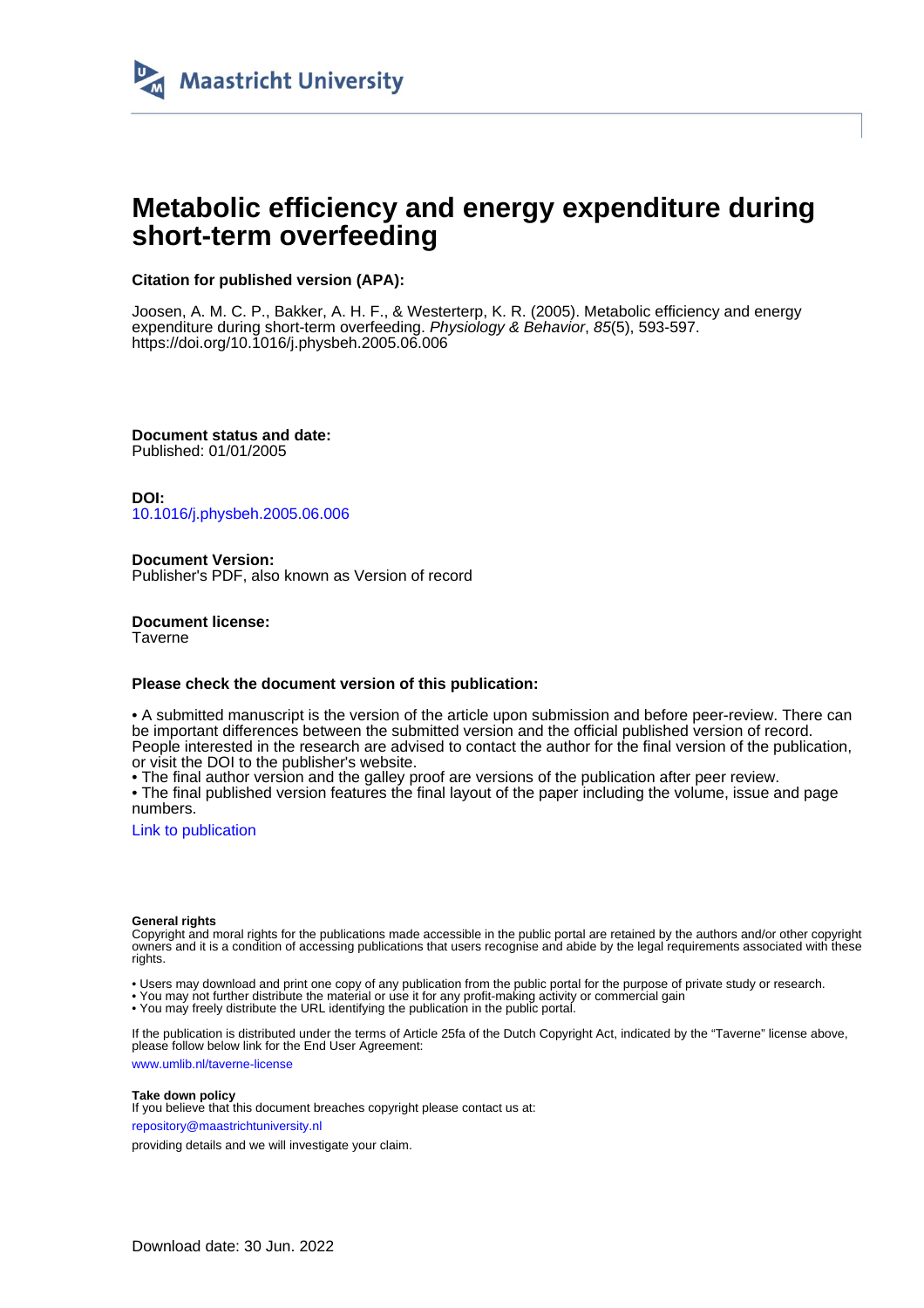Maastricht University

# Metabolic efficiency and energy expenditure during short-term overfeeding

**Citation for published version (APA):**

Joosen, A. M. C. P., Bakker, A. H. F., & Westerterp, K. R. (2005). Metabolic efficiency and energy expenditure during short-term overfeeding. *Physiology & Behavior*, *85*(5), 593-597. https://doi.org/10.1016/j.physbeh.2005.06.006

**Document status and date:**
Published: 01/01/2005

**DOI:**
10.1016/j.physbeh.2005.06.006

**Document Version:**
Publisher's PDF, also known as Version of record

**Document license:**
Taverne

**Please check the document version of this publication:**

• A submitted manuscript is the version of the article upon submission and before peer-review. There can be important differences between the submitted version and the official published version of record. People interested in the research are advised to contact the author for the final version of the publication, or visit the DOI to the publisher's website.
• The final author version and the galley proof are versions of the publication after peer review.
• The final published version features the final layout of the paper including the volume, issue and page numbers.

Link to publication

**General rights**
Copyright and moral rights for the publications made accessible in the public portal are retained by the authors and/or other copyright owners and it is a condition of accessing publications that users recognise and abide by the legal requirements associated with these rights.

• Users may download and print one copy of any publication from the public portal for the purpose of private study or research.
• You may not further distribute the material or use it for any profit-making activity or commercial gain
• You may freely distribute the URL identifying the publication in the public portal.

If the publication is distributed under the terms of Article 25fa of the Dutch Copyright Act, indicated by the "Taverne" license above, please follow below link for the End User Agreement:

www.umlib.nl/taverne-license

**Take down policy**
If you believe that this document breaches copyright please contact us at:

repository@maastrichtuniversity.nl

providing details and we will investigate your claim.

Download date: 30 Jun. 2022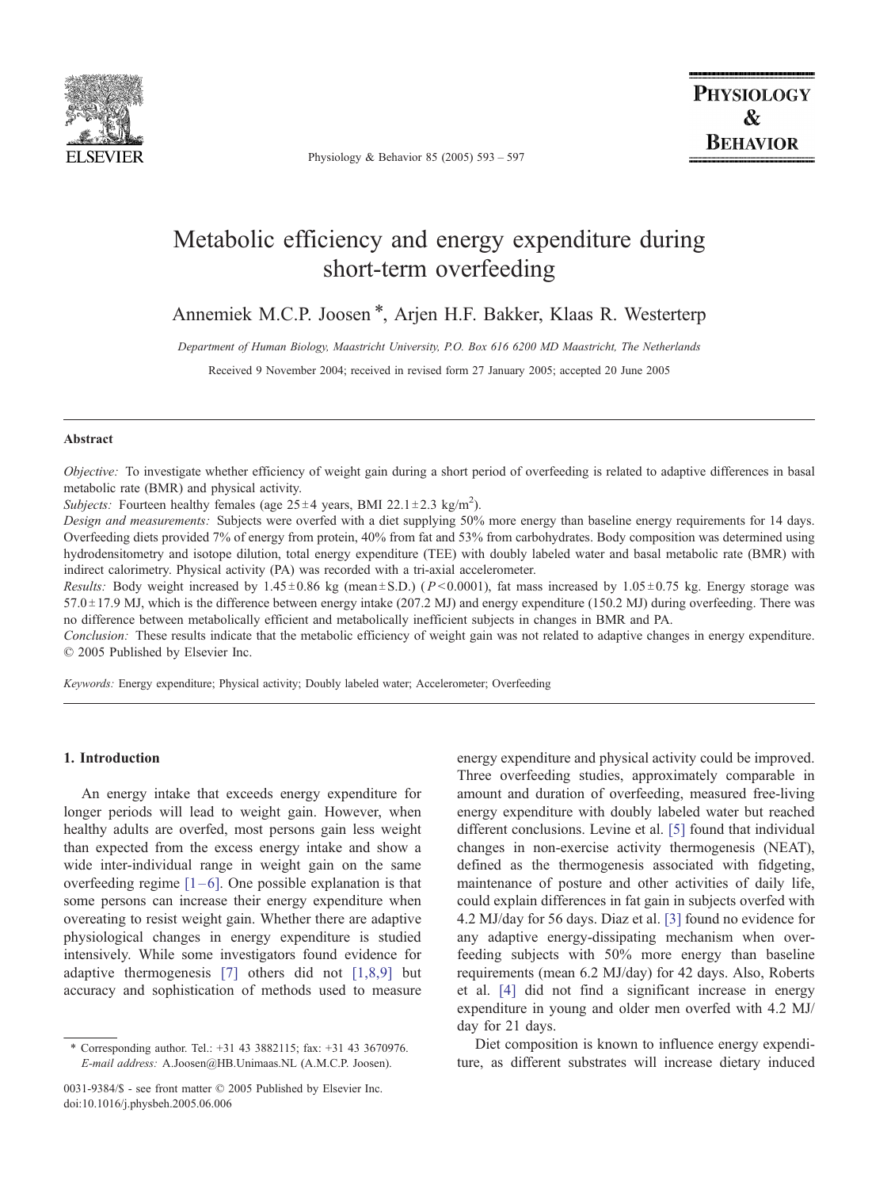# Metabolic efficiency and energy expenditure during short-term overfeeding

Annemiek M.C.P. Joosen *, Arjen H.F. Bakker, Klaas R. Westerterp

*Department of Human Biology, Maastricht University, P.O. Box 616 6200 MD Maastricht, The Netherlands*

Received 9 November 2004; received in revised form 27 January 2005; accepted 20 June 2005

## Abstract

*Objective:* To investigate whether efficiency of weight gain during a short period of overfeeding is related to adaptive differences in basal metabolic rate (BMR) and physical activity.

*Subjects:* Fourteen healthy females (age 25 ± 4 years, BMI 22.1 ± 2.3 kg/m$^2$).

*Design and measurements:* Subjects were overfed with a diet supplying 50% more energy than baseline energy requirements for 14 days. Overfeeding diets provided 7% of energy from protein, 40% from fat and 53% from carbohydrates. Body composition was determined using hydrodensitometry and isotope dilution, total energy expenditure (TEE) with doubly labeled water and basal metabolic rate (BMR) with indirect calorimetry. Physical activity (PA) was recorded with a tri-axial accelerometer.

*Results:* Body weight increased by 1.45 ± 0.86 kg (mean ± S.D.) ($P < 0.0001$), fat mass increased by 1.05 ± 0.75 kg. Energy storage was 57.0 ± 17.9 MJ, which is the difference between energy intake (207.2 MJ) and energy expenditure (150.2 MJ) during overfeeding. There was no difference between metabolically efficient and metabolically inefficient subjects in changes in BMR and PA.

*Conclusion:* These results indicate that the metabolic efficiency of weight gain was not related to adaptive changes in energy expenditure.

© 2005 Published by Elsevier Inc.

*Keywords:* Energy expenditure; Physical activity; Doubly labeled water; Accelerometer; Overfeeding

## 1. Introduction

An energy intake that exceeds energy expenditure for longer periods will lead to weight gain. However, when healthy adults are overfed, most persons gain less weight than expected from the excess energy intake and show a wide inter-individual range in weight gain on the same overfeeding regime [1–6]. One possible explanation is that some persons can increase their energy expenditure when overeating to resist weight gain. Whether there are adaptive physiological changes in energy expenditure is studied intensively. While some investigators found evidence for adaptive thermogenesis [7] others did not [1,8,9] but accuracy and sophistication of methods used to measure energy expenditure and physical activity could be improved. Three overfeeding studies, approximately comparable in amount and duration of overfeeding, measured free-living energy expenditure with doubly labeled water but reached different conclusions. Levine et al. [5] found that individual changes in non-exercise activity thermogenesis (NEAT), defined as the thermogenesis associated with fidgeting, maintenance of posture and other activities of daily life, could explain differences in fat gain in subjects overfed with 4.2 MJ/day for 56 days. Diaz et al. [3] found no evidence for any adaptive energy-dissipating mechanism when overfeeding subjects with 50% more energy than baseline requirements (mean 6.2 MJ/day) for 42 days. Also, Roberts et al. [4] did not find a significant increase in energy expenditure in young and older men overfed with 4.2 MJ/day for 21 days.

Diet composition is known to influence energy expenditure, as different substrates will increase dietary induced

* Corresponding author. Tel.: +31 43 3882115; fax: +31 43 3670976.
*E-mail address:* A.Joosen@HB.Unimaas.NL (A.M.C.P. Joosen).

0031-9384/$ - see front matter © 2005 Published by Elsevier Inc.
doi:10.1016/j.physbeh.2005.06.006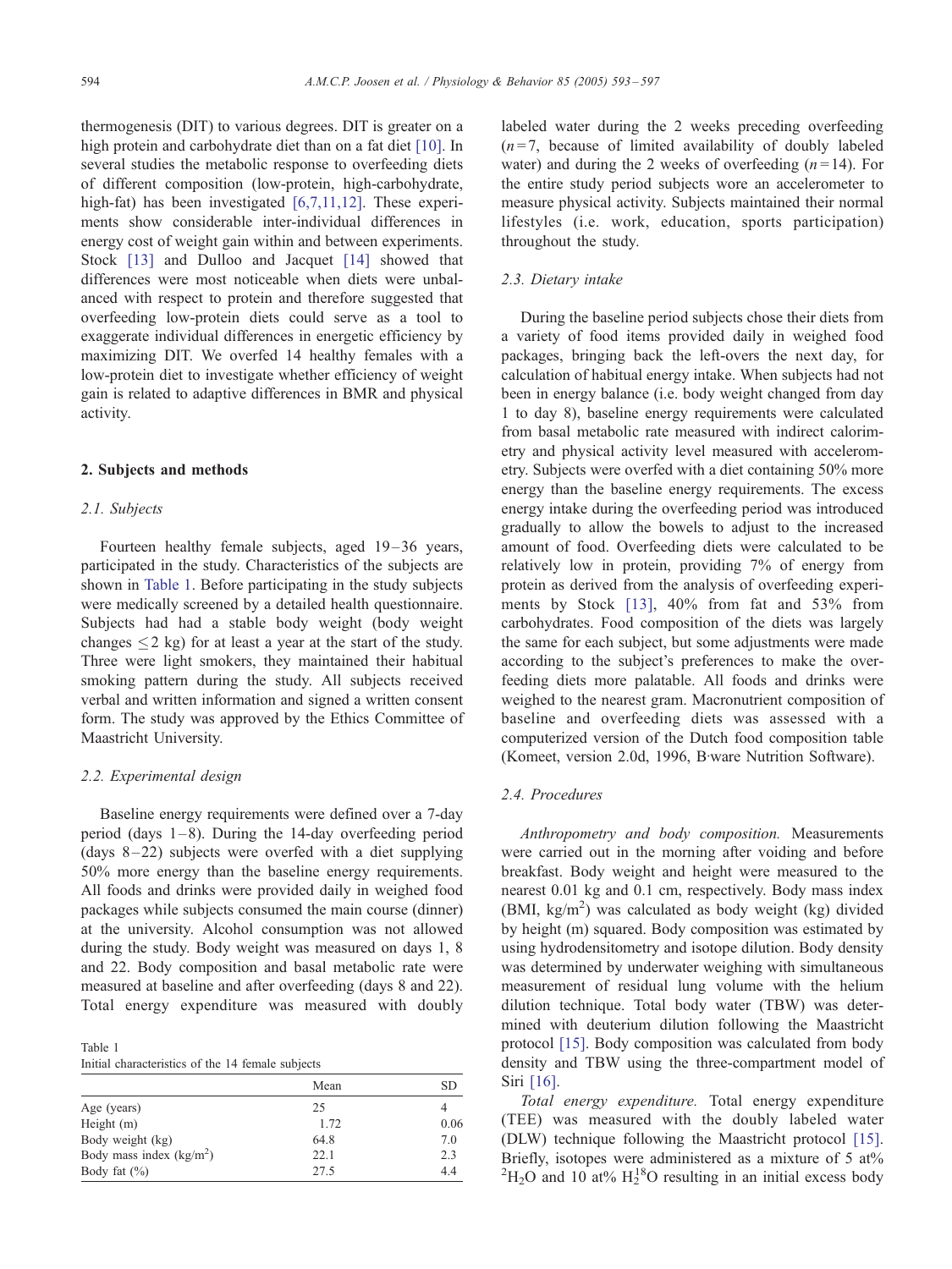thermogenesis (DIT) to various degrees. DIT is greater on a high protein and carbohydrate diet than on a fat diet [10]. In several studies the metabolic response to overfeeding diets of different composition (low-protein, high-carbohydrate, high-fat) has been investigated [6,7,11,12]. These experiments show considerable inter-individual differences in energy cost of weight gain within and between experiments. Stock [13] and Dulloo and Jacquet [14] showed that differences were most noticeable when diets were unbalanced with respect to protein and therefore suggested that overfeeding low-protein diets could serve as a tool to exaggerate individual differences in energetic efficiency by maximizing DIT. We overfed 14 healthy females with a low-protein diet to investigate whether efficiency of weight gain is related to adaptive differences in BMR and physical activity.

## 2. Subjects and methods

### 2.1. Subjects

Fourteen healthy female subjects, aged 19–36 years, participated in the study. Characteristics of the subjects are shown in Table 1. Before participating in the study subjects were medically screened by a detailed health questionnaire. Subjects had had a stable body weight (body weight changes $\leq 2$ kg) for at least a year at the start of the study. Three were light smokers, they maintained their habitual smoking pattern during the study. All subjects received verbal and written information and signed a written consent form. The study was approved by the Ethics Committee of Maastricht University.

### 2.2. Experimental design

Baseline energy requirements were defined over a 7-day period (days 1–8). During the 14-day overfeeding period (days 8–22) subjects were overfed with a diet supplying 50% more energy than the baseline energy requirements. All foods and drinks were provided daily in weighed food packages while subjects consumed the main course (dinner) at the university. Alcohol consumption was not allowed during the study. Body weight was measured on days 1, 8 and 22. Body composition and basal metabolic rate were measured at baseline and after overfeeding (days 8 and 22). Total energy expenditure was measured with doubly labeled water during the 2 weeks preceding overfeeding ($n=7$, because of limited availability of doubly labeled water) and during the 2 weeks of overfeeding ($n=14$). For the entire study period subjects wore an accelerometer to measure physical activity. Subjects maintained their normal lifestyles (i.e. work, education, sports participation) throughout the study.

Table 1
Initial characteristics of the 14 female subjects

| | Mean | SD |
|---|---|---|
| Age (years) | 25 | 4 |
| Height (m) | 1.72 | 0.06 |
| Body weight (kg) | 64.8 | 7.0 |
| Body mass index (kg/m$^2$) | 22.1 | 2.3 |
| Body fat (%) | 27.5 | 4.4 |

### 2.3. Dietary intake

During the baseline period subjects chose their diets from a variety of food items provided daily in weighed food packages, bringing back the left-overs the next day, for calculation of habitual energy intake. When subjects had not been in energy balance (i.e. body weight changed from day 1 to day 8), baseline energy requirements were calculated from basal metabolic rate measured with indirect calorimetry and physical activity level measured with accelerometry. Subjects were overfed with a diet containing 50% more energy than the baseline energy requirements. The excess energy intake during the overfeeding period was introduced gradually to allow the bowels to adjust to the increased amount of food. Overfeeding diets were calculated to be relatively low in protein, providing 7% of energy from protein as derived from the analysis of overfeeding experiments by Stock [13], 40% from fat and 53% from carbohydrates. Food composition of the diets was largely the same for each subject, but some adjustments were made according to the subject's preferences to make the overfeeding diets more palatable. All foods and drinks were weighed to the nearest gram. Macronutrient composition of baseline and overfeeding diets was assessed with a computerized version of the Dutch food composition table (Komeet, version 2.0d, 1996, B·ware Nutrition Software).

### 2.4. Procedures

*Anthropometry and body composition.* Measurements were carried out in the morning after voiding and before breakfast. Body weight and height were measured to the nearest 0.01 kg and 0.1 cm, respectively. Body mass index (BMI, kg/m$^2$) was calculated as body weight (kg) divided by height (m) squared. Body composition was estimated by using hydrodensitometry and isotope dilution. Body density was determined by underwater weighing with simultaneous measurement of residual lung volume with the helium dilution technique. Total body water (TBW) was determined with deuterium dilution following the Maastricht protocol [15]. Body composition was calculated from body density and TBW using the three-compartment model of Siri [16].

*Total energy expenditure.* Total energy expenditure (TEE) was measured with the doubly labeled water (DLW) technique following the Maastricht protocol [15]. Briefly, isotopes were administered as a mixture of 5 at% $^2H_2O$ and 10 at% $H_2^{18}O$ resulting in an initial excess body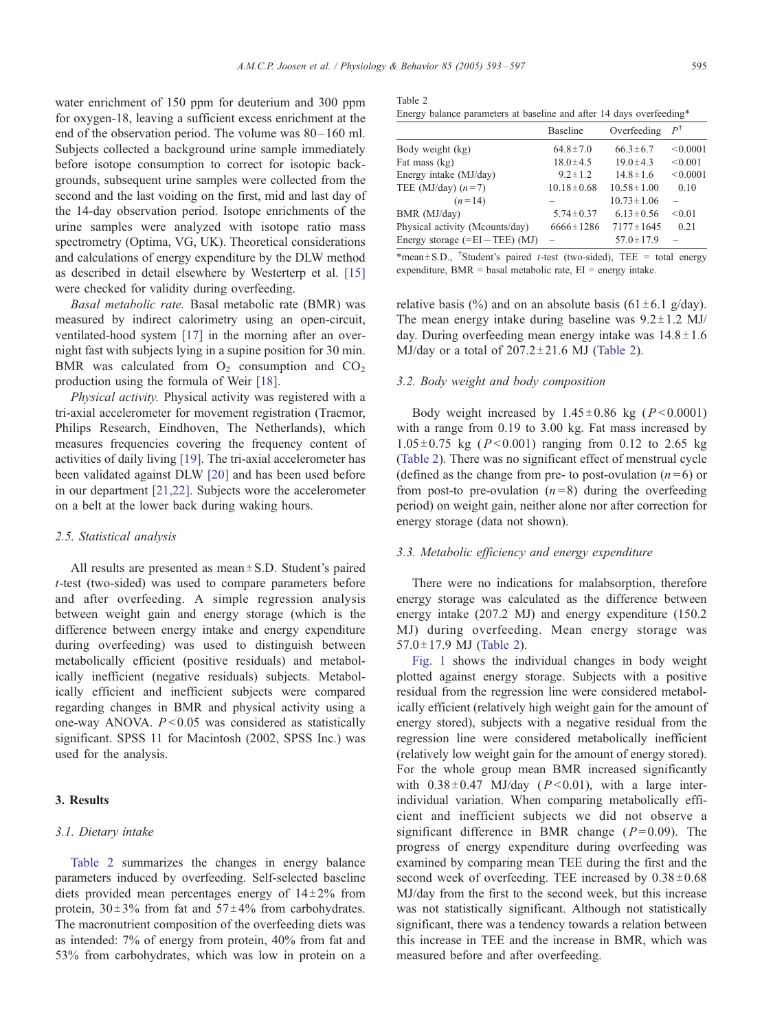water enrichment of 150 ppm for deuterium and 300 ppm for oxygen-18, leaving a sufficient excess enrichment at the end of the observation period. The volume was 80–160 ml. Subjects collected a background urine sample immediately before isotope consumption to correct for isotopic backgrounds, subsequent urine samples were collected from the second and the last voiding on the first, mid and last day of the 14-day observation period. Isotope enrichments of the urine samples were analyzed with isotope ratio mass spectrometry (Optima, VG, UK). Theoretical considerations and calculations of energy expenditure by the DLW method as described in detail elsewhere by Westerterp et al. [15] were checked for validity during overfeeding.

*Basal metabolic rate.* Basal metabolic rate (BMR) was measured by indirect calorimetry using an open-circuit, ventilated-hood system [17] in the morning after an overnight fast with subjects lying in a supine position for 30 min. BMR was calculated from $O_2$ consumption and $CO_2$ production using the formula of Weir [18].

*Physical activity.* Physical activity was registered with a tri-axial accelerometer for movement registration (Tracmor, Philips Research, Eindhoven, The Netherlands), which measures frequencies covering the frequency content of activities of daily living [19]. The tri-axial accelerometer has been validated against DLW [20] and has been used before in our department [21,22]. Subjects wore the accelerometer on a belt at the lower back during waking hours.

### 2.5. Statistical analysis

All results are presented as mean ± S.D. Student's paired *t*-test (two-sided) was used to compare parameters before and after overfeeding. A simple regression analysis between weight gain and energy storage (which is the difference between energy intake and energy expenditure during overfeeding) was used to distinguish between metabolically efficient (positive residuals) and metabolically inefficient (negative residuals) subjects. Metabolically efficient and inefficient subjects were compared regarding changes in BMR and physical activity using a one-way ANOVA. $P < 0.05$ was considered as statistically significant. SPSS 11 for Macintosh (2002, SPSS Inc.) was used for the analysis.

## 3. Results

### 3.1. Dietary intake

Table 2 summarizes the changes in energy balance parameters induced by overfeeding. Self-selected baseline diets provided mean percentages energy of 14 ± 2% from protein, 30 ± 3% from fat and 57 ± 4% from carbohydrates. The macronutrient composition of the overfeeding diets was as intended: 7% of energy from protein, 40% from fat and 53% from carbohydrates, which was low in protein on a relative basis (%) and on an absolute basis (61 ± 6.1 g/day). The mean energy intake during baseline was 9.2 ± 1.2 MJ/day. During overfeeding mean energy intake was 14.8 ± 1.6 MJ/day or a total of 207.2 ± 21.6 MJ (Table 2).

Table 2
Energy balance parameters at baseline and after 14 days overfeeding*

| | Baseline | Overfeeding | $P$[†] |
|---|---|---|---|
| Body weight (kg) | 64.8 ± 7.0 | 66.3 ± 6.7 | <0.0001 |
| Fat mass (kg) | 18.0 ± 4.5 | 19.0 ± 4.3 | <0.001 |
| Energy intake (MJ/day) | 9.2 ± 1.2 | 14.8 ± 1.6 | <0.0001 |
| TEE (MJ/day) ($n$ = 7) | 10.18 ± 0.68 | 10.58 ± 1.00 | 0.10 |
| ($n$ = 14) | – | 10.73 ± 1.06 | – |
| BMR (MJ/day) | 5.74 ± 0.37 | 6.13 ± 0.56 | <0.01 |
| Physical activity (Mcounts/day) | 6666 ± 1286 | 7177 ± 1645 | 0.21 |
| Energy storage (=EI − TEE) (MJ) | – | 57.0 ± 17.9 | – |

*mean ± S.D., [†]Student's paired *t*-test (two-sided), TEE = total energy expenditure, BMR = basal metabolic rate, EI = energy intake.

### 3.2. Body weight and body composition

Body weight increased by 1.45 ± 0.86 kg ($P < 0.0001$) with a range from 0.19 to 3.00 kg. Fat mass increased by 1.05 ± 0.75 kg ($P < 0.001$) ranging from 0.12 to 2.65 kg (Table 2). There was no significant effect of menstrual cycle (defined as the change from pre- to post-ovulation ($n$ = 6) or from post-to pre-ovulation ($n$ = 8) during the overfeeding period) on weight gain, neither alone nor after correction for energy storage (data not shown).

### 3.3. Metabolic efficiency and energy expenditure

There were no indications for malabsorption, therefore energy storage was calculated as the difference between energy intake (207.2 MJ) and energy expenditure (150.2 MJ) during overfeeding. Mean energy storage was 57.0 ± 17.9 MJ (Table 2).

Fig. 1 shows the individual changes in body weight plotted against energy storage. Subjects with a positive residual from the regression line were considered metabolically efficient (relatively high weight gain for the amount of energy stored), subjects with a negative residual from the regression line were considered metabolically inefficient (relatively low weight gain for the amount of energy stored). For the whole group mean BMR increased significantly with 0.38 ± 0.47 MJ/day ($P < 0.01$), with a large inter-individual variation. When comparing metabolically efficient and inefficient subjects we did not observe a significant difference in BMR change ($P = 0.09$). The progress of energy expenditure during overfeeding was examined by comparing mean TEE during the first and the second week of overfeeding. TEE increased by 0.38 ± 0.68 MJ/day from the first to the second week, but this increase was not statistically significant. Although not statistically significant, there was a tendency towards a relation between this increase in TEE and the increase in BMR, which was measured before and after overfeeding.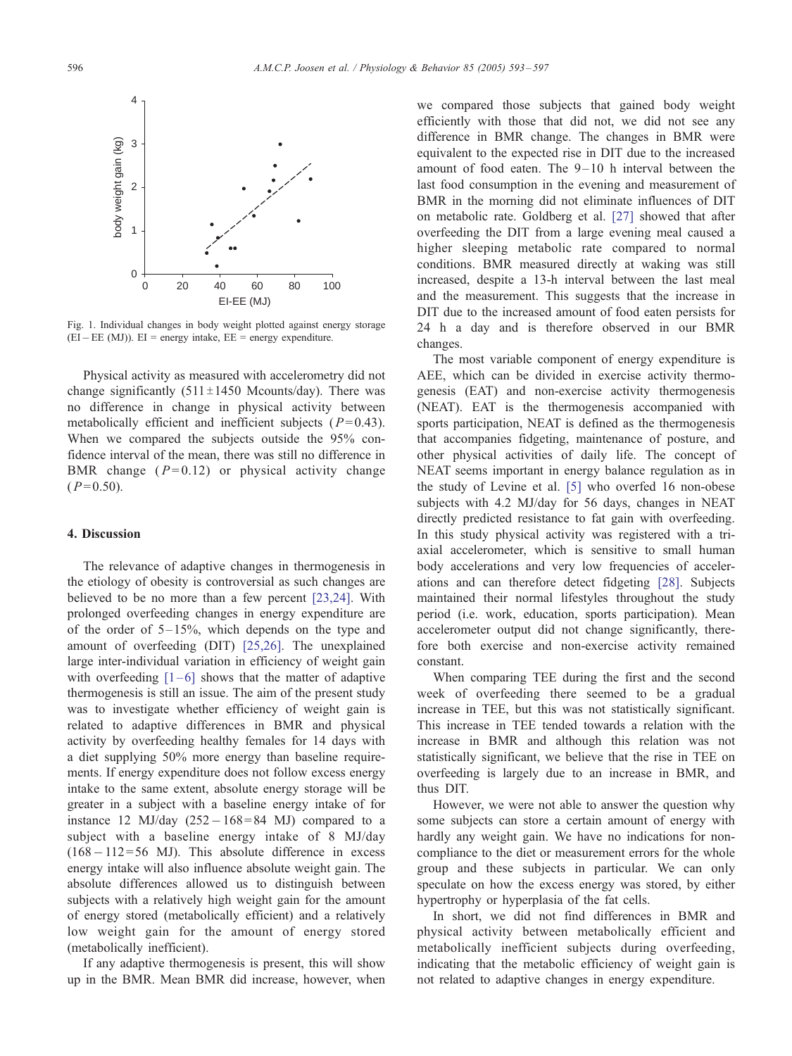Fig. 1. Individual changes in body weight plotted against energy storage (EI − EE (MJ)). EI = energy intake, EE = energy expenditure.

Physical activity as measured with accelerometry did not change significantly (511 ± 1450 Mcounts/day). There was no difference in change in physical activity between metabolically efficient and inefficient subjects ($P = 0.43$). When we compared the subjects outside the 95% confidence interval of the mean, there was still no difference in BMR change ($P = 0.12$) or physical activity change ($P = 0.50$).

## 4. Discussion

The relevance of adaptive changes in thermogenesis in the etiology of obesity is controversial as such changes are believed to be no more than a few percent [23,24]. With prolonged overfeeding changes in energy expenditure are of the order of 5–15%, which depends on the type and amount of overfeeding (DIT) [25,26]. The unexplained large inter-individual variation in efficiency of weight gain with overfeeding [1–6] shows that the matter of adaptive thermogenesis is still an issue. The aim of the present study was to investigate whether efficiency of weight gain is related to adaptive differences in BMR and physical activity by overfeeding healthy females for 14 days with a diet supplying 50% more energy than baseline requirements. If energy expenditure does not follow excess energy intake to the same extent, absolute energy storage will be greater in a subject with a baseline energy intake of for instance 12 MJ/day (252 − 168 = 84 MJ) compared to a subject with a baseline energy intake of 8 MJ/day (168 − 112 = 56 MJ). This absolute difference in excess energy intake will also influence absolute weight gain. The absolute differences allowed us to distinguish between subjects with a relatively high weight gain for the amount of energy stored (metabolically efficient) and a relatively low weight gain for the amount of energy stored (metabolically inefficient).

If any adaptive thermogenesis is present, this will show up in the BMR. Mean BMR did increase, however, when we compared those subjects that gained body weight efficiently with those that did not, we did not see any difference in BMR change. The changes in BMR were equivalent to the expected rise in DIT due to the increased amount of food eaten. The 9–10 h interval between the last food consumption in the evening and measurement of BMR in the morning did not eliminate influences of DIT on metabolic rate. Goldberg et al. [27] showed that after overfeeding the DIT from a large evening meal caused a higher sleeping metabolic rate compared to normal conditions. BMR measured directly at waking was still increased, despite a 13-h interval between the last meal and the measurement. This suggests that the increase in DIT due to the increased amount of food eaten persists for 24 h a day and is therefore observed in our BMR changes.

The most variable component of energy expenditure is AEE, which can be divided in exercise activity thermogenesis (EAT) and non-exercise activity thermogenesis (NEAT). EAT is the thermogenesis accompanied with sports participation, NEAT is defined as the thermogenesis that accompanies fidgeting, maintenance of posture, and other physical activities of daily life. The concept of NEAT seems important in energy balance regulation as in the study of Levine et al. [5] who overfed 16 non-obese subjects with 4.2 MJ/day for 56 days, changes in NEAT directly predicted resistance to fat gain with overfeeding. In this study physical activity was registered with a tri-axial accelerometer, which is sensitive to small human body accelerations and very low frequencies of accelerations and can therefore detect fidgeting [28]. Subjects maintained their normal lifestyles throughout the study period (i.e. work, education, sports participation). Mean accelerometer output did not change significantly, therefore both exercise and non-exercise activity remained constant.

When comparing TEE during the first and the second week of overfeeding there seemed to be a gradual increase in TEE, but this was not statistically significant. This increase in TEE tended towards a relation with the increase in BMR and although this relation was not statistically significant, we believe that the rise in TEE on overfeeding is largely due to an increase in BMR, and thus DIT.

However, we were not able to answer the question why some subjects can store a certain amount of energy with hardly any weight gain. We have no indications for non-compliance to the diet or measurement errors for the whole group and these subjects in particular. We can only speculate on how the excess energy was stored, by either hypertrophy or hyperplasia of the fat cells.

In short, we did not find differences in BMR and physical activity between metabolically efficient and metabolically inefficient subjects during overfeeding, indicating that the metabolic efficiency of weight gain is not related to adaptive changes in energy expenditure.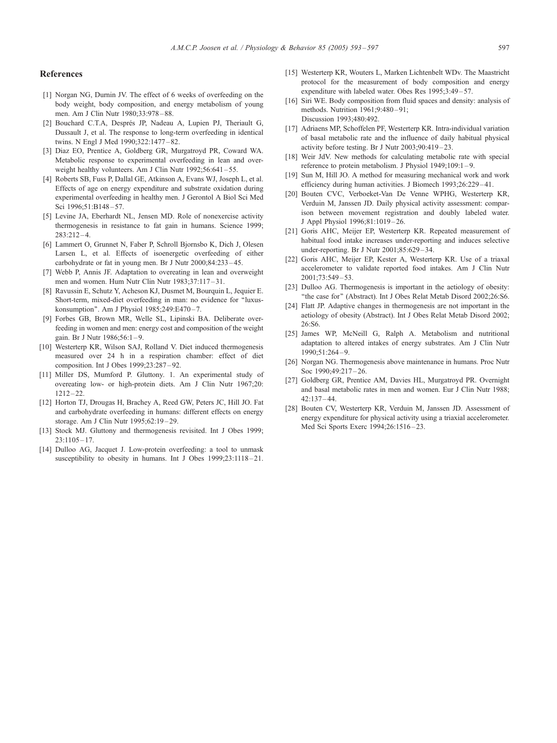## References

[1] Norgan NG, Durnin JV. The effect of 6 weeks of overfeeding on the body weight, body composition, and energy metabolism of young men. Am J Clin Nutr 1980;33:978–88.

[2] Bouchard C.T.A, Després JP, Nadeau A, Lupien PJ, Theriault G, Dussault J, et al. The response to long-term overfeeding in identical twins. N Engl J Med 1990;322:1477–82.

[3] Diaz EO, Prentice A, Goldberg GR, Murgatroyd PR, Coward WA. Metabolic response to experimental overfeeding in lean and overweight healthy volunteers. Am J Clin Nutr 1992;56:641–55.

[4] Roberts SB, Fuss P, Dallal GE, Atkinson A, Evans WJ, Joseph L, et al. Effects of age on energy expenditure and substrate oxidation during experimental overfeeding in healthy men. J Gerontol A Biol Sci Med Sci 1996;51:B148–57.

[5] Levine JA, Eberhardt NL, Jensen MD. Role of nonexercise activity thermogenesis in resistance to fat gain in humans. Science 1999; 283:212–4.

[6] Lammert O, Grunnet N, Faber P, Schroll Bjornsbo K, Dich J, Olesen Larsen L, et al. Effects of isoenergetic overfeeding of either carbohydrate or fat in young men. Br J Nutr 2000;84:233–45.

[7] Webb P, Annis JF. Adaptation to overeating in lean and overweight men and women. Hum Nutr Clin Nutr 1983;37:117–31.

[8] Ravussin E, Schutz Y, Acheson KJ, Dusmet M, Bourquin L, Jequier E. Short-term, mixed-diet overfeeding in man: no evidence for "luxuskonsumption". Am J Physiol 1985;249:E470–7.

[9] Forbes GB, Brown MR, Welle SL, Lipinski BA. Deliberate overfeeding in women and men: energy cost and composition of the weight gain. Br J Nutr 1986;56:1–9.

[10] Westerterp KR, Wilson SAJ, Rolland V. Diet induced thermogenesis measured over 24 h in a respiration chamber: effect of diet composition. Int J Obes 1999;23:287–92.

[11] Miller DS, Mumford P. Gluttony. 1. An experimental study of overeating low- or high-protein diets. Am J Clin Nutr 1967;20: 1212–22.

[12] Horton TJ, Drougas H, Brachey A, Reed GW, Peters JC, Hill JO. Fat and carbohydrate overfeeding in humans: different effects on energy storage. Am J Clin Nutr 1995;62:19–29.

[13] Stock MJ. Gluttony and thermogenesis revisited. Int J Obes 1999; 23:1105–17.

[14] Dulloo AG, Jacquet J. Low-protein overfeeding: a tool to unmask susceptibility to obesity in humans. Int J Obes 1999;23:1118–21.

[15] Westerterp KR, Wouters L, Marken Lichtenbelt WDv. The Maastricht protocol for the measurement of body composition and energy expenditure with labeled water. Obes Res 1995;3:49–57.

[16] Siri WE. Body composition from fluid spaces and density: analysis of methods. Nutrition 1961;9:480–91;
Discussion 1993;480:492.

[17] Adriaens MP, Schoffelen PF, Westerterp KR. Intra-individual variation of basal metabolic rate and the influence of daily habitual physical activity before testing. Br J Nutr 2003;90:419–23.

[18] Weir JdV. New methods for calculating metabolic rate with special reference to protein metabolism. J Physiol 1949;109:1–9.

[19] Sun M, Hill JO. A method for measuring mechanical work and work efficiency during human activities. J Biomech 1993;26:229–41.

[20] Bouten CVC, Verboeket-Van De Venne WPHG, Westerterp KR, Verduin M, Janssen JD. Daily physical activity assessment: comparison between movement registration and doubly labeled water. J Appl Physiol 1996;81:1019–26.

[21] Goris AHC, Meijer EP, Westerterp KR. Repeated measurement of habitual food intake increases under-reporting and induces selective under-reporting. Br J Nutr 2001;85:629–34.

[22] Goris AHC, Meijer EP, Kester A, Westerterp KR. Use of a triaxal accelerometer to validate reported food intakes. Am J Clin Nutr 2001;73:549–53.

[23] Dulloo AG. Thermogenesis is important in the aetiology of obesity: "the case for" (Abstract). Int J Obes Relat Metab Disord 2002;26:S6.

[24] Flatt JP. Adaptive changes in thermogenesis are not important in the aetiology of obesity (Abstract). Int J Obes Relat Metab Disord 2002; 26:S6.

[25] James WP, McNeill G, Ralph A. Metabolism and nutritional adaptation to altered intakes of energy substrates. Am J Clin Nutr 1990;51:264–9.

[26] Norgan NG. Thermogenesis above maintenance in humans. Proc Nutr Soc 1990;49:217–26.

[27] Goldberg GR, Prentice AM, Davies HL, Murgatroyd PR. Overnight and basal metabolic rates in men and women. Eur J Clin Nutr 1988; 42:137–44.

[28] Bouten CV, Westerterp KR, Verduin M, Janssen JD. Assessment of energy expenditure for physical activity using a triaxial accelerometer. Med Sci Sports Exerc 1994;26:1516–23.